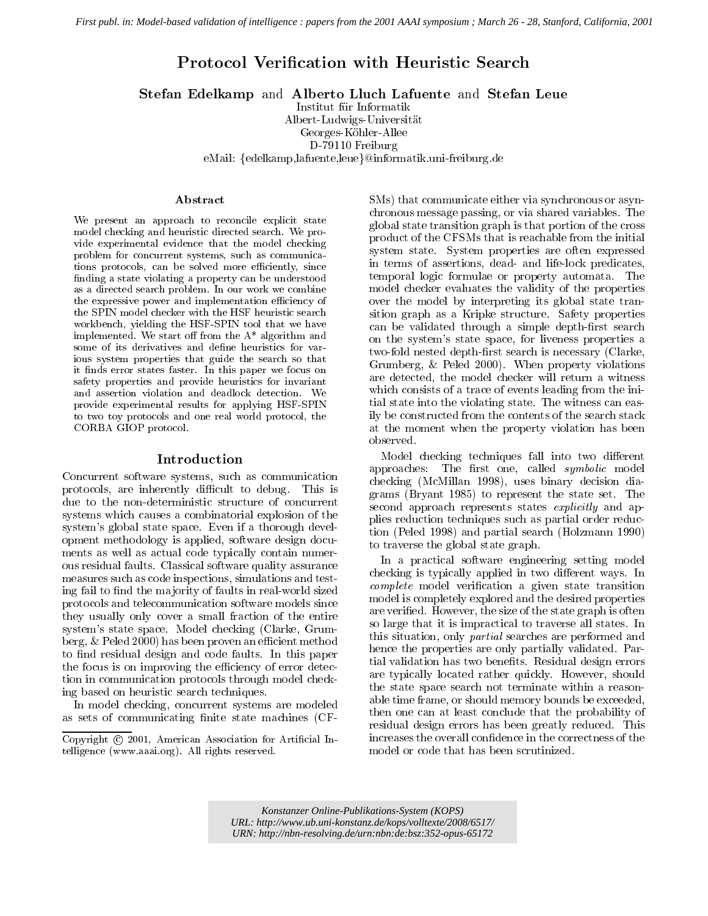# Protocol Verification with Heuristic Search

**Stefan Edelkamp** and **Alberto Lluch Lafuente** and **Stefan Leue**

Institut für Informatik
Albert-Ludwigs-Universität
Georges-Köhler-Allee
D-79110 Freiburg
eMail: {edelkamp,lafuente,leue}@informatik.uni-freiburg.de

## Abstract

We present an approach to reconcile explicit state model checking and heuristic directed search. We provide experimental evidence that the model checking problem for concurrent systems, such as communications protocols, can be solved more efficiently, since finding a state violating a property can be understood as a directed search problem. In our work we combine the expressive power and implementation efficiency of the SPIN model checker with the HSF heuristic search workbench, yielding the HSF-SPIN tool that we have implemented. We start off from the A* algorithm and some of its derivatives and define heuristics for various system properties that guide the search so that it finds error states faster. In this paper we focus on safety properties and provide heuristics for invariant and assertion violation and deadlock detection. We provide experimental results for applying HSF-SPIN to two toy protocols and one real world protocol, the CORBA GIOP protocol.

## Introduction

Concurrent software systems, such as communication protocols, are inherently difficult to debug. This is due to the non-deterministic structure of concurrent systems which causes a combinatorial explosion of the system's global state space. Even if a thorough development methodology is applied, software design documents as well as actual code typically contain numerous residual faults. Classical software quality assurance measures such as code inspections, simulations and testing fail to find the majority of faults in real-world sized protocols and telecommunication software models since they usually only cover a small fraction of the entire system's state space. Model checking (Clarke, Grumberg, & Peled 2000) has been proven an efficient method to find residual design and code faults. In this paper the focus is on improving the efficiency of error detection in communication protocols through model checking based on heuristic search techniques.

In model checking, concurrent systems are modeled as sets of communicating finite state machines (CFSMs) that communicate either via synchronous or asynchronous message passing, or via shared variables. The global state transition graph is that portion of the cross product of the CFSMs that is reachable from the initial system state. System properties are often expressed in terms of assertions, dead- and life-lock predicates, temporal logic formulae or property automata. The model checker evaluates the validity of the properties over the model by interpreting its global state transition graph as a Kripke structure. Safety properties can be validated through a simple depth-first search on the system's state space, for liveness properties a two-fold nested depth-first search is necessary (Clarke, Grumberg, & Peled 2000). When property violations are detected, the model checker will return a witness which consists of a trace of events leading from the initial state into the violating state. The witness can easily be constructed from the contents of the search stack at the moment when the property violation has been observed.

Model checking techniques fall into two different approaches: The first one, called *symbolic* model checking (McMillan 1998), uses binary decision diagrams (Bryant 1985) to represent the state set. The second approach represents states *explicitly* and applies reduction techniques such as partial order reduction (Peled 1998) and partial search (Holzmann 1990) to traverse the global state graph.

In a practical software engineering setting model checking is typically applied in two different ways. In *complete* model verification a given state transition model is completely explored and the desired properties are verified. However, the size of the state graph is often so large that it is impractical to traverse all states. In this situation, only *partial* searches are performed and hence the properties are only partially validated. Partial validation has two benefits. Residual design errors are typically located rather quickly. However, should the state space search not terminate within a reasonable time frame, or should memory bounds be exceeded, then one can at least conclude that the probability of residual design errors has been greatly reduced. This increases the overall confidence in the correctness of the model or code that has been scrutinized.

Copyright © 2001, American Association for Artificial Intelligence (www.aaai.org). All rights reserved.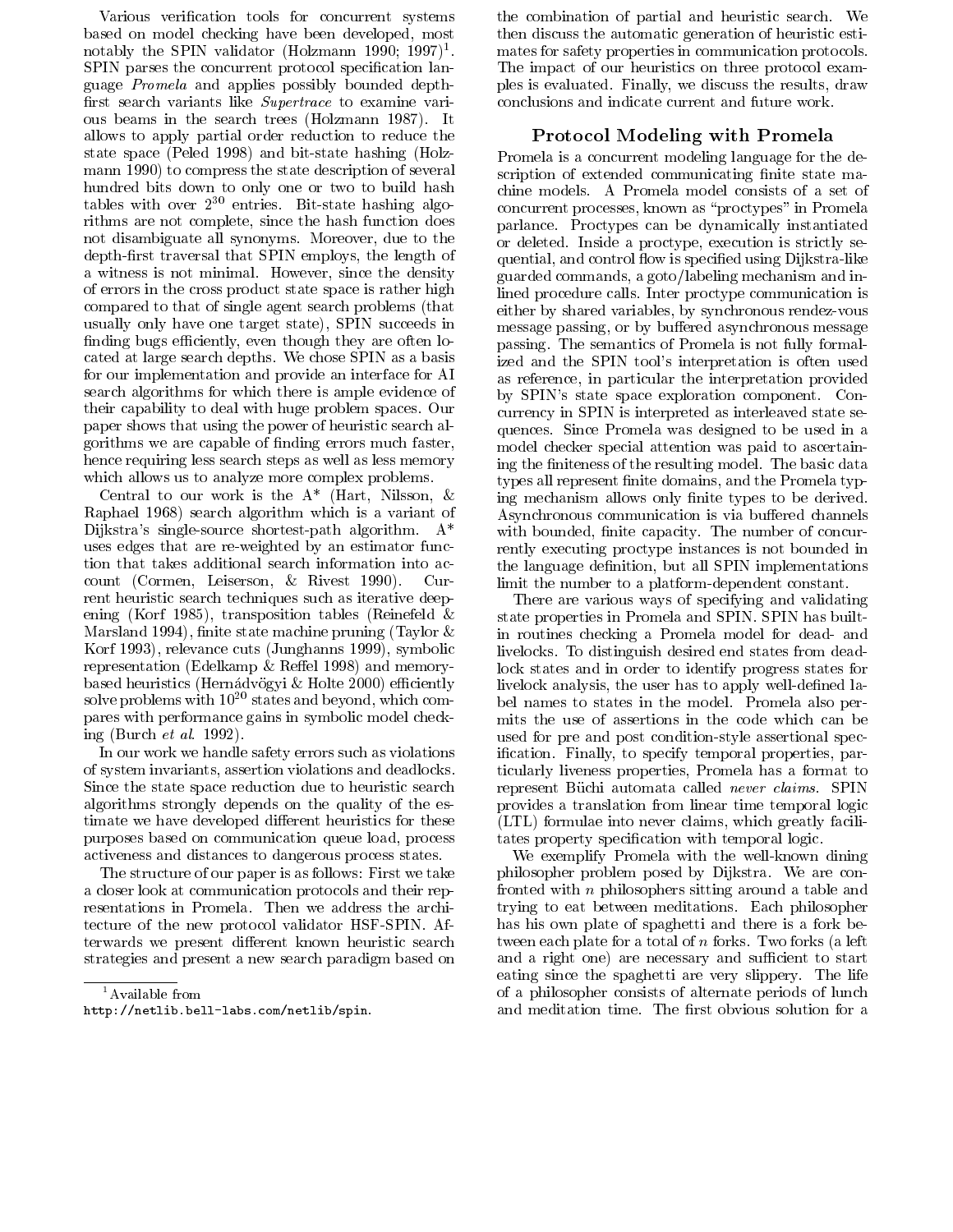Various verification tools for concurrent systems based on model checking have been developed, most notably the SPIN validator (Holzmann 1990; 1997)[1]. SPIN parses the concurrent protocol specification language *Promela* and applies possibly bounded depth-first search variants like *Supertrace* to examine various beams in the search trees (Holzmann 1987). It allows to apply partial order reduction to reduce the state space (Peled 1998) and bit-state hashing (Holzmann 1990) to compress the state description of several hundred bits down to only one or two to build hash tables with over $2^{30}$ entries. Bit-state hashing algorithms are not complete, since the hash function does not disambiguate all synonyms. Moreover, due to the depth-first traversal that SPIN employs, the length of a witness is not minimal. However, since the density of errors in the cross product state space is rather high compared to that of single agent search problems (that usually only have one target state), SPIN succeeds in finding bugs efficiently, even though they are often located at large search depths. We chose SPIN as a basis for our implementation and provide an interface for AI search algorithms for which there is ample evidence of their capability to deal with huge problem spaces. Our paper shows that using the power of heuristic search algorithms we are capable of finding errors much faster, hence requiring less search steps as well as less memory which allows us to analyze more complex problems.

Central to our work is the A* (Hart, Nilsson, & Raphael 1968) search algorithm which is a variant of Dijkstra's single-source shortest-path algorithm. A* uses edges that are re-weighted by an estimator function that takes additional search information into account (Cormen, Leiserson, & Rivest 1990). Current heuristic search techniques such as iterative deepening (Korf 1985), transposition tables (Reinefeld & Marsland 1994), finite state machine pruning (Taylor & Korf 1993), relevance cuts (Junghanns 1999), symbolic representation (Edelkamp & Reffel 1998) and memory-based heuristics (Hernádvögyi & Holte 2000) efficiently solve problems with $10^{20}$ states and beyond, which compares with performance gains in symbolic model checking (Burch *et al.* 1992).

In our work we handle safety errors such as violations of system invariants, assertion violations and deadlocks. Since the state space reduction due to heuristic search algorithms strongly depends on the quality of the estimate we have developed different heuristics for these purposes based on communication queue load, process activeness and distances to dangerous process states.

The structure of our paper is as follows: First we take a closer look at communication protocols and their representations in Promela. Then we address the architecture of the new protocol validator HSF-SPIN. Afterwards we present different known heuristic search strategies and present a new search paradigm based on the combination of partial and heuristic search. We then discuss the automatic generation of heuristic estimates for safety properties in communication protocols. The impact of our heuristics on three protocol examples is evaluated. Finally, we discuss the results, draw conclusions and indicate current and future work.

## Protocol Modeling with Promela

Promela is a concurrent modeling language for the description of extended communicating finite state machine models. A Promela model consists of a set of concurrent processes, known as "proctypes" in Promela parlance. Proctypes can be dynamically instantiated or deleted. Inside a proctype, execution is strictly sequential, and control flow is specified using Dijkstra-like guarded commands, a goto/labeling mechanism and inlined procedure calls. Inter proctype communication is either by shared variables, by synchronous rendez-vous message passing, or by buffered asynchronous message passing. The semantics of Promela is not fully formalized and the SPIN tool's interpretation is often used as reference, in particular the interpretation provided by SPIN's state space exploration component. Concurrency in SPIN is interpreted as interleaved state sequences. Since Promela was designed to be used in a model checker special attention was paid to ascertaining the finiteness of the resulting model. The basic data types all represent finite domains, and the Promela typing mechanism allows only finite types to be derived. Asynchronous communication is via buffered channels with bounded, finite capacity. The number of concurrently executing proctype instances is not bounded in the language definition, but all SPIN implementations limit the number to a platform-dependent constant.

There are various ways of specifying and validating state properties in Promela and SPIN. SPIN has built-in routines checking a Promela model for dead- and livelocks. To distinguish desired end states from deadlock states and in order to identify progress states for livelock analysis, the user has to apply well-defined label names to states in the model. Promela also permits the use of assertions in the code which can be used for pre and post condition-style assertional specification. Finally, to specify temporal properties, particularly liveness properties, Promela has a format to represent Büchi automata called *never claims*. SPIN provides a translation from linear time temporal logic (LTL) formulae into never claims, which greatly facilitates property specification with temporal logic.

We exemplify Promela with the well-known dining philosopher problem posed by Dijkstra. We are confronted with $n$ philosophers sitting around a table and trying to eat between meditations. Each philosopher has his own plate of spaghetti and there is a fork between each plate for a total of $n$ forks. Two forks (a left and a right one) are necessary and sufficient to start eating since the spaghetti are very slippery. The life of a philosopher consists of alternate periods of lunch and meditation time. The first obvious solution for a

[1] Available from `http://netlib.bell-labs.com/netlib/spin`.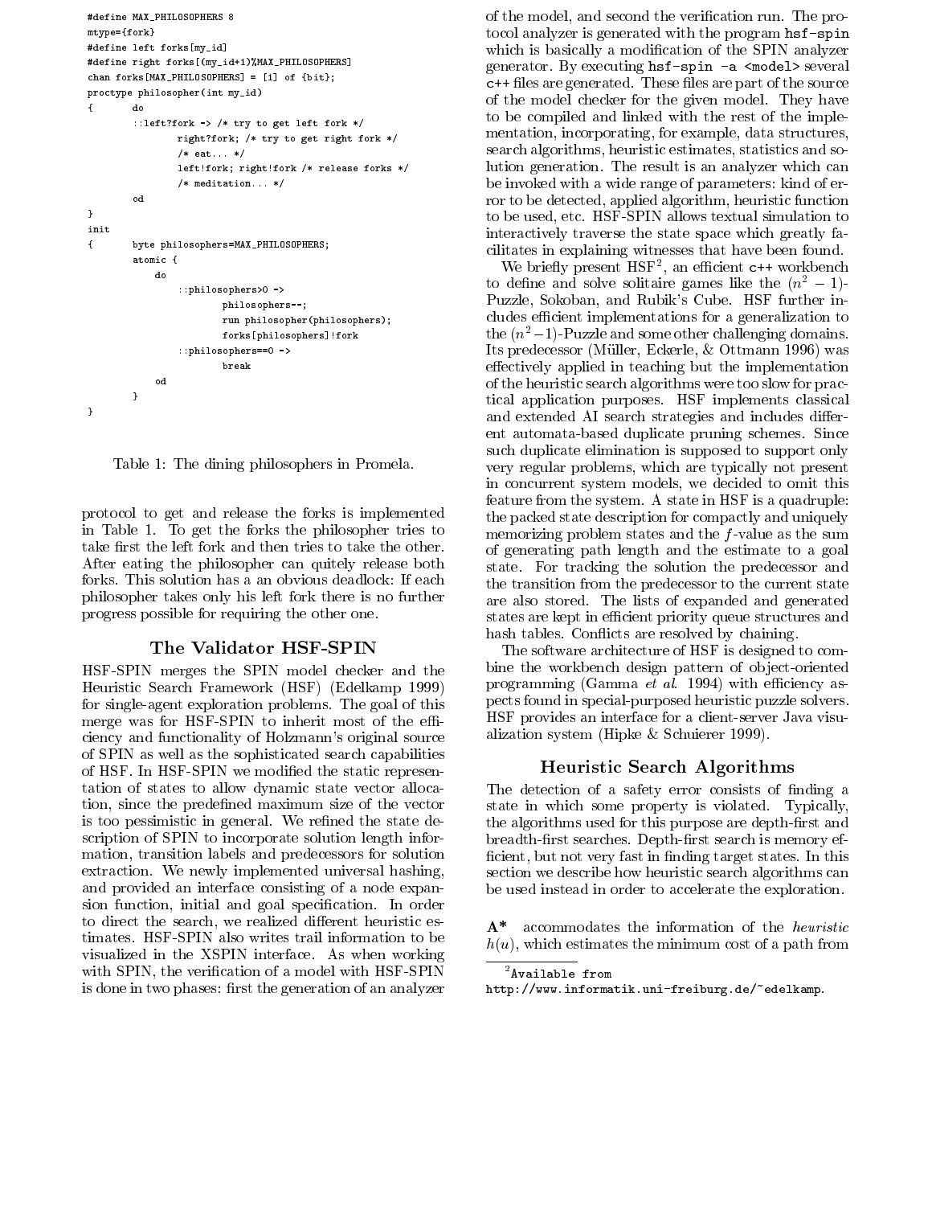```
#define MAX_PHILOSOPHERS 8
mtype={fork}
#define left forks[my_id]
#define right forks[(my_id+1)%MAX_PHILOSOPHERS]
chan forks[MAX_PHILOSOPHERS] = [1] of {bit};
proctype philosopher(int my_id)
{       do
        ::left?fork -> /* try to get left fork */
                right?fork; /* try to get right fork */
                /* eat... */
                left!fork; right!fork /* release forks */
                /* meditation... */
        od
}
init
{       byte philosophers=MAX_PHILOSOPHERS;
        atomic {
            do
                ::philosophers>0 ->
                        philosophers--;
                        run philosopher(philosophers);
                        forks[philosophers]!fork
                ::philosophers==0 ->
                        break
            od
        }
}
```

Table 1: The dining philosophers in Promela.

protocol to get and release the forks is implemented in Table 1. To get the forks the philosopher tries to take first the left fork and then tries to take the other. After eating the philosopher can quitely release both forks. This solution has a an obvious deadlock: If each philosopher takes only his left fork there is no further progress possible for requiring the other one.

## The Validator HSF-SPIN

HSF-SPIN merges the SPIN model checker and the Heuristic Search Framework (HSF) (Edelkamp 1999) for single-agent exploration problems. The goal of this merge was for HSF-SPIN to inherit most of the efficiency and functionality of Holzmann's original source of SPIN as well as the sophisticated search capabilities of HSF. In HSF-SPIN we modified the static representation of states to allow dynamic state vector allocation, since the predefined maximum size of the vector is too pessimistic in general. We refined the state description of SPIN to incorporate solution length information, transition labels and predecessors for solution extraction. We newly implemented universal hashing, and provided an interface consisting of a node expansion function, initial and goal specification. In order to direct the search, we realized different heuristic estimates. HSF-SPIN also writes trail information to be visualized in the XSPIN interface. As when working with SPIN, the verification of a model with HSF-SPIN is done in two phases: first the generation of an analyzer of the model, and second the verification run. The protocol analyzer is generated with the program `hsf-spin` which is basically a modification of the SPIN analyzer generator. By executing `hsf-spin -a <model>` several `c++` files are generated. These files are part of the source of the model checker for the given model. They have to be compiled and linked with the rest of the implementation, incorporating, for example, data structures, search algorithms, heuristic estimates, statistics and solution generation. The result is an analyzer which can be invoked with a wide range of parameters: kind of error to be detected, applied algorithm, heuristic function to be used, etc. HSF-SPIN allows textual simulation to interactively traverse the state space which greatly facilitates in explaining witnesses that have been found.

We briefly present HSF[2], an efficient `c++` workbench to define and solve solitaire games like the $(n^2-1)$-Puzzle, Sokoban, and Rubik's Cube. HSF further includes efficient implementations for a generalization to the $(n^2-1)$-Puzzle and some other challenging domains. Its predecessor (Müller, Eckerle, & Ottmann 1996) was effectively applied in teaching but the implementation of the heuristic search algorithms were too slow for practical application purposes. HSF implements classical and extended AI search strategies and includes different automata-based duplicate pruning schemes. Since such duplicate elimination is supposed to support only very regular problems, which are typically not present in concurrent system models, we decided to omit this feature from the system. A state in HSF is a quadruple: the packed state description for compactly and uniquely memorizing problem states and the $f$-value as the sum of generating path length and the estimate to a goal state. For tracking the solution the predecessor and the transition from the predecessor to the current state are also stored. The lists of expanded and generated states are kept in efficient priority queue structures and hash tables. Conflicts are resolved by chaining.

The software architecture of HSF is designed to combine the workbench design pattern of object-oriented programming (Gamma *et al.* 1994) with efficiency aspects found in special-purposed heuristic puzzle solvers. HSF provides an interface for a client-server Java visualization system (Hipke & Schuerer 1999).

## Heuristic Search Algorithms

The detection of a safety error consists of finding a state in which some property is violated. Typically, the algorithms used for this purpose are depth-first and breadth-first searches. Depth-first search is memory efficient, but not very fast in finding target states. In this section we describe how heuristic search algorithms can be used instead in order to accelerate the exploration.

**A\*** accommodates the information of the *heuristic* $h(u)$, which estimates the minimum cost of a path from

[2] Available from http://www.informatik.uni-freiburg.de/~edelkamp.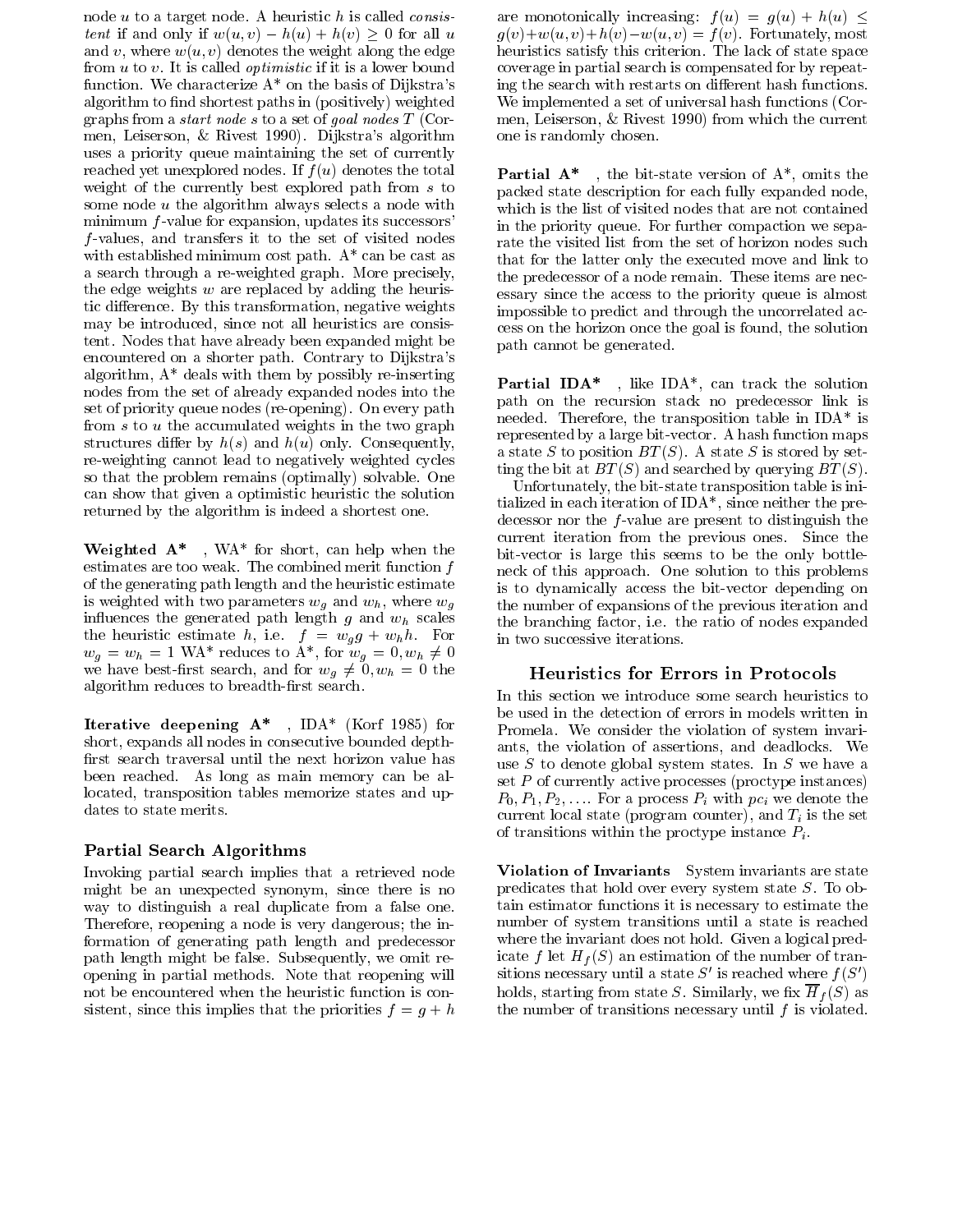node $u$ to a target node. A heuristic $h$ is called *consistent* if and only if $w(u,v) - h(u) + h(v) \geq 0$ for all $u$ and $v$, where $w(u,v)$ denotes the weight along the edge from $u$ to $v$. It is called *optimistic* if it is a lower bound function. We characterize A* on the basis of Dijkstra's algorithm to find shortest paths in (positively) weighted graphs from a *start node* $s$ to a set of *goal nodes* $T$ (Cormen, Leiserson, & Rivest 1990). Dijkstra's algorithm uses a priority queue maintaining the set of currently reached yet unexplored nodes. If $f(u)$ denotes the total weight of the currently best explored path from $s$ to some node $u$ the algorithm always selects a node with minimum $f$-value for expansion, updates its successors' $f$-values, and transfers it to the set of visited nodes with established minimum cost path. A* can be cast as a search through a re-weighted graph. More precisely, the edge weights $w$ are replaced by adding the heuristic difference. By this transformation, negative weights may be introduced, since not all heuristics are consistent. Nodes that have already been expanded might be encountered on a shorter path. Contrary to Dijkstra's algorithm, A* deals with them by possibly re-inserting nodes from the set of already expanded nodes into the set of priority queue nodes (re-opening). On every path from $s$ to $u$ the accumulated weights in the two graph structures differ by $h(s)$ and $h(u)$ only. Consequently, re-weighting cannot lead to negatively weighted cycles so that the problem remains (optimally) solvable. One can show that given a optimistic heuristic the solution returned by the algorithm is indeed a shortest one.

**Weighted A\***, WA* for short, can help when the estimates are too weak. The combined merit function $f$ of the generating path length and the heuristic estimate is weighted with two parameters $w_g$ and $w_h$, where $w_g$ influences the generated path length $g$ and $w_h$ scales the heuristic estimate $h$, i.e. $f = w_g g + w_h h$. For $w_g = w_h = 1$ WA* reduces to A*, for $w_g = 0, w_h \neq 0$ we have best-first search, and for $w_g \neq 0, w_h = 0$ the algorithm reduces to breadth-first search.

**Iterative deepening A\***, IDA* (Korf 1985) for short, expands all nodes in consecutive bounded depth-first search traversal until the next horizon value has been reached. As long as main memory can be allocated, transposition tables memorize states and updates to state merits.

### Partial Search Algorithms

Invoking partial search implies that a retrieved node might be an unexpected synonym, since there is no way to distinguish a real duplicate from a false one. Therefore, reopening a node is very dangerous; the information of generating path length and predecessor path length might be false. Subsequently, we omit reopening in partial methods. Note that reopening will not be encountered when the heuristic function is consistent, since this implies that the priorities $f = g + h$ are monotonically increasing: $f(u) = g(u) + h(u) \leq g(v) + w(u,v) + h(v) - w(u,v) = f(v)$. Fortunately, most heuristics satisfy this criterion. The lack of state space coverage in partial search is compensated for by repeating the search with restarts on different hash functions. We implemented a set of universal hash functions (Cormen, Leiserson, & Rivest 1990) from which the current one is randomly chosen.

**Partial A\***, the bit-state version of A*, omits the packed state description for each fully expanded node, which is the list of visited nodes that are not contained in the priority queue. For further compaction we separate the visited list from the set of horizon nodes such that for the latter only the executed move and link to the predecessor of a node remain. These items are necessary since the access to the priority queue is almost impossible to predict and through the uncorrelated access on the horizon once the goal is found, the solution path cannot be generated.

**Partial IDA\***, like IDA*, can track the solution path on the recursion stack no predecessor link is needed. Therefore, the transposition table in IDA* is represented by a large bit-vector. A hash function maps a state $S$ to position $BT(S)$. A state $S$ is stored by setting the bit at $BT(S)$ and searched by querying $BT(S)$.

Unfortunately, the bit-state transposition table is initialized in each iteration of IDA*, since neither the predecessor nor the $f$-value are present to distinguish the current iteration from the previous ones. Since the bit-vector is large this seems to be the only bottleneck of this approach. One solution to this problems is to dynamically access the bit-vector depending on the number of expansions of the previous iteration and the branching factor, i.e. the ratio of nodes expanded in two successive iterations.

## Heuristics for Errors in Protocols

In this section we introduce some search heuristics to be used in the detection of errors in models written in Promela. We consider the violation of system invariants, the violation of assertions, and deadlocks. We use $S$ to denote global system states. In $S$ we have a set $P$ of currently active processes (proctype instances) $P_0, P_1, P_2, \ldots$. For a process $P_i$ with $pc_i$ we denote the current local state (program counter), and $T_i$ is the set of transitions within the proctype instance $P_i$.

**Violation of Invariants** System invariants are state predicates that hold over every system state $S$. To obtain estimator functions it is necessary to estimate the number of system transitions until a state is reached where the invariant does not hold. Given a logical predicate $f$ let $H_f(S)$ an estimation of the number of transitions necessary until a state $S'$ is reached where $f(S')$ holds, starting from state $S$. Similarly, we fix $\overline{H}_f(S)$ as the number of transitions necessary until $f$ is violated.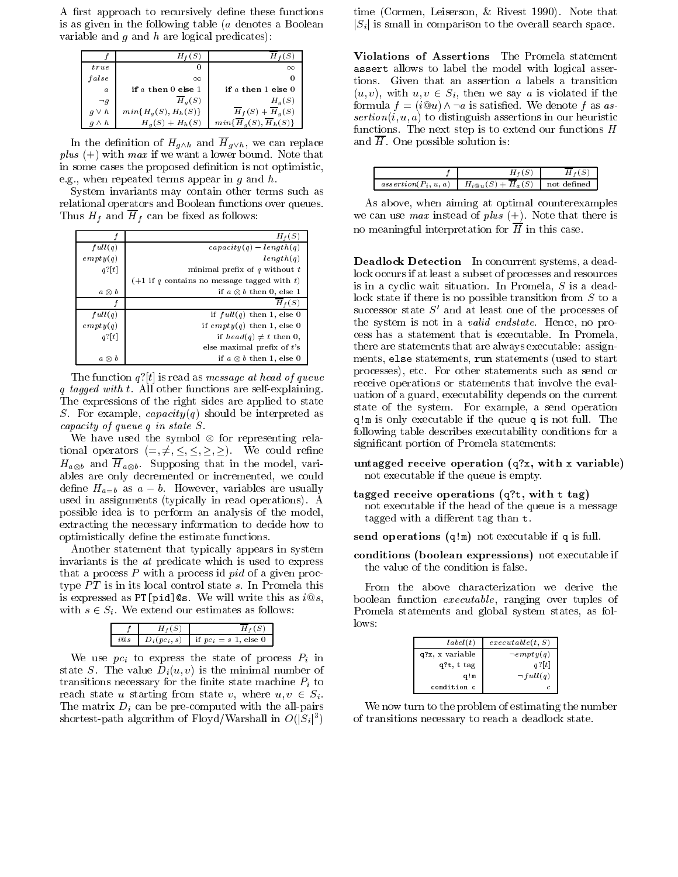A first approach to recursively define these functions is as given in the following table ($a$ denotes a Boolean variable and $g$ and $h$ are logical predicates):

| $f$ | $H_f(S)$ | $\overline{H}_f(S)$ |
|---|---|---|
| $true$ | 0 | $\infty$ |
| $false$ | $\infty$ | 0 |
| $a$ | **if** $a$ **then** 0 **else** 1 | **if** $a$ **then** 1 **else** 0 |
| $\neg g$ | $\overline{H}_g(S)$ | $H_g(S)$ |
| $g \vee h$ | $min\{H_g(S), H_h(S)\}$ | $\overline{H}_f(S) + \overline{H}_g(S)$ |
| $g \wedge h$ | $H_g(S) + H_h(S)$ | $min\{\overline{H}_g(S), \overline{H}_h(S)\}$ |

In the definition of $H_{g \wedge h}$ and $\overline{H}_{g \vee h}$, we can replace *plus* (+) with *max* if we want a lower bound. Note that in some cases the proposed definition is not optimistic, e.g., when repeated terms appear in $g$ and $h$.

System invariants may contain other terms such as relational operators and Boolean functions over queues. Thus $H_f$ and $\overline{H}_f$ can be fixed as follows:

| $f$ | $H_f(S)$ |
|---|---|
| $full(q)$ | $capacity(q) - length(q)$ |
| $empty(q)$ | $length(q)$ |
| $q?[t]$ | minimal prefix of $q$ without $t$ |
| | (+1 if $q$ contains no message tagged with $t$) |
| $a \otimes b$ | if $a \otimes b$ then 0, else 1 |
| $f$ | $\overline{H}_f(S)$ |
| $full(q)$ | if $full(q)$ then 1, else 0 |
| $empty(q)$ | if $empty(q)$ then 1, else 0 |
| $q?[t]$ | if $head(q) \neq t$ then 0, |
| | else maximal prefix of $t$'s |
| $a \otimes b$ | if $a \otimes b$ then 1, else 0 |

The function $q?[t]$ is read as *message at head of queue q tagged with t*. All other functions are self-explaining. The expressions of the right sides are applied to state $S$. For example, $capacity(q)$ should be interpreted as *capacity of queue q in state S*.

We have used the symbol $\otimes$ for representing relational operators $(=, \neq, \leq, \leq, \geq, \geq)$. We could refine $H_{a \otimes b}$ and $\overline{H}_{a \otimes b}$. Supposing that in the model, variables are only decremented or incremented, we could define $H_{a=b}$ as $a - b$. However, variables are usually used in assignments (typically in read operations). A possible idea is to perform an analysis of the model, extracting the necessary information to decide how to optimistically define the estimate functions.

Another statement that typically appears in system invariants is the *at* predicate which is used to express that a process $P$ with a process id *pid* of a given proctype $PT$ is in its local control state $s$. In Promela this is expressed as `PT[pid]@s`. We will write this as $i@s$, with $s \in S_i$. We extend our estimates as follows:

| $f$ | $H_f(S)$ | $\overline{H}_f(S)$ |
|---|---|---|
| $i@s$ | $D_i(pc_i, s)$ | if $pc_i = s$ 1, else 0 |

We use $pc_i$ to express the state of process $P_i$ in state $S$. The value $D_i(u, v)$ is the minimal number of transitions necessary for the finite state machine $P_i$ to reach state $u$ starting from state $v$, where $u, v \in S_i$. The matrix $D_i$ can be pre-computed with the all-pairs shortest-path algorithm of Floyd/Warshall in $O(|S_i|^3)$ time (Cormen, Leiserson, & Rivest 1990). Note that $|S_i|$ is small in comparison to the overall search space.

**Violations of Assertions** The Promela statement `assert` allows to label the model with logical assertions. Given that an assertion $a$ labels a transition $(u, v)$, with $u, v \in S_i$, then we say $a$ is violated if the formula $f = (i@u) \wedge \neg a$ is satisfied. We denote $f$ as *assertion*$(i, u, a)$ to distinguish assertions in our heuristic functions. The next step is to extend our functions $H$ and $\overline{H}$. One possible solution is:

| $f$ | $H_f(S)$ | $\overline{H}_f(S)$ |
|---|---|---|
| $assertion(P_i, u, a)$ | $H_{i@u}(S) + \overline{H}_a(S)$ | not defined |

As above, when aiming at optimal counterexamples we can use *max* instead of *plus* (+). Note that there is no meaningful interpretation for $\overline{H}$ in this case.

**Deadlock Detection** In concurrent systems, a deadlock occurs if at least a subset of processes and resources is in a cyclic wait situation. In Promela, $S$ is a deadlock state if there is no possible transition from $S$ to a successor state $S'$ and at least one of the processes of the system is not in a *valid endstate*. Hence, no process has a statement that is executable. In Promela, there are statements that are always executable: assignments, `else` statements, `run` statements (used to start processes), etc. For other statements such as send or receive operations or statements that involve the evaluation of a guard, executability depends on the current state of the system. For example, a send operation `q!m` is only executable if the queue `q` is not full. The following table describes executability conditions for a significant portion of Promela statements:

**untagged receive operation (`q?x`, with `x` variable)** not executable if the queue is empty.

**tagged receive operations (`q?t`, with `t` tag)** not executable if the head of the queue is a message tagged with a different tag than `t`.

**send operations (`q!m`)** not executable if `q` is full.

**conditions (boolean expressions)** not executable if the value of the condition is false.

From the above characterization we derive the boolean function *executable*, ranging over tuples of Promela statements and global system states, as follows:

| $label(t)$ | $executable(t, S)$ |
|---|---|
| `q?x`, `x` variable | $\neg empty(q)$ |
| `q?t`, `t` tag | $q?[t]$ |
| `q!m` | $\neg full(q)$ |
| `condition c` | $c$ |

We now turn to the problem of estimating the number of transitions necessary to reach a deadlock state.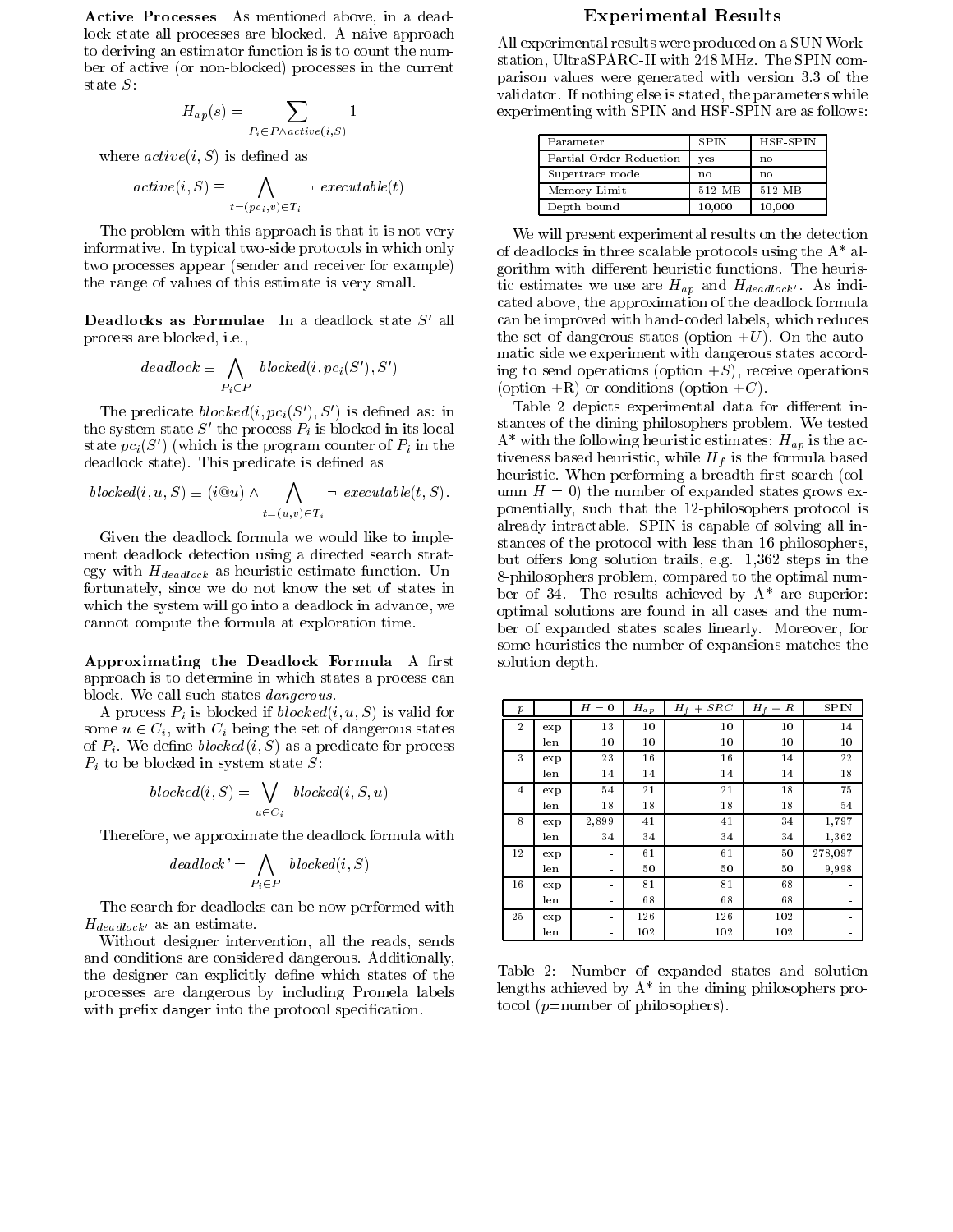**Active Processes** As mentioned above, in a deadlock state all processes are blocked. A naive approach to deriving an estimator function is is to count the number of active (or non-blocked) processes in the current state $S$:

$$H_{ap}(s) = \sum_{P_i \in P \wedge active(i,S)} 1$$

where $active(i, S)$ is defined as

$$active(i, S) \equiv \bigwedge_{t=(pc_i,v) \in T_i} \neg\ executable(t)$$

The problem with this approach is that it is not very informative. In typical two-side protocols in which only two processes appear (sender and receiver for example) the range of values of this estimate is very small.

**Deadlocks as Formulae** In a deadlock state $S'$ all process are blocked, i.e.,

$$deadlock \equiv \bigwedge_{P_i \in P} blocked(i, pc_i(S'), S')$$

The predicate $blocked(i, pc_i(S'), S')$ is defined as: in the system state $S'$ the process $P_i$ is blocked in its local state $pc_i(S')$ (which is the program counter of $P_i$ in the deadlock state). This predicate is defined as

$$blocked(i, u, S) \equiv (i@u) \wedge \bigwedge_{t=(u,v) \in T_i} \neg\ executable(t, S).$$

Given the deadlock formula we would like to implement deadlock detection using a directed search strategy with $H_{deadlock}$ as heuristic estimate function. Unfortunately, since we do not know the set of states in which the system will go into a deadlock in advance, we cannot compute the formula at exploration time.

**Approximating the Deadlock Formula** A first approach is to determine in which states a process can block. We call such states *dangerous*.

A process $P_i$ is blocked if $blocked(i, u, S)$ is valid for some $u \in C_i$, with $C_i$ being the set of dangerous states of $P_i$. We define $blocked(i, S)$ as a predicate for process $P_i$ to be blocked in system state $S$:

$$blocked(i, S) = \bigvee_{u \in C_i} blocked(i, S, u)$$

Therefore, we approximate the deadlock formula with

$$deadlock' = \bigwedge_{P_i \in P} blocked(i, S)$$

The search for deadlocks can be now performed with $H_{deadlock'}$ as an estimate.

Without designer intervention, all the reads, sends and conditions are considered dangerous. Additionally, the designer can explicitly define which states of the processes are dangerous by including Promela labels with prefix `danger` into the protocol specification.

## Experimental Results

All experimental results were produced on a SUN Workstation, UltraSPARC-II with 248 MHz. The SPIN comparison values were generated with version 3.3 of the validator. If nothing else is stated, the parameters while experimenting with SPIN and HSF-SPIN are as follows:

| Parameter | SPIN | HSF-SPIN |
|---|---|---|
| Partial Order Reduction | yes | no |
| Supertrace mode | no | no |
| Memory Limit | 512 MB | 512 MB |
| Depth bound | 10,000 | 10,000 |

We will present experimental results on the detection of deadlocks in three scalable protocols using the A* algorithm with different heuristic functions. The heuristic estimates we use are $H_{ap}$ and $H_{deadlock'}$. As indicated above, the approximation of the deadlock formula can be improved with hand-coded labels, which reduces the set of dangerous states (option $+U$). On the automatic side we experiment with dangerous states according to send operations (option $+S$), receive operations (option +R) or conditions (option $+C$).

Table 2 depicts experimental data for different instances of the dining philosophers problem. We tested A* with the following heuristic estimates: $H_{ap}$ is the activeness based heuristic, while $H_f$ is the formula based heuristic. When performing a breadth-first search (column $H = 0$) the number of expanded states grows exponentially, such that the 12-philosophers protocol is already intractable. SPIN is capable of solving all instances of the protocol with less than 16 philosophers, but offers long solution trails, e.g. 1,362 steps in the 8-philosophers problem, compared to the optimal number of 34. The results achieved by A* are superior: optimal solutions are found in all cases and the number of expanded states scales linearly. Moreover, for some heuristics the number of expansions matches the solution depth.

| $p$ | | $H = 0$ | $H_{ap}$ | $H_f + SRC$ | $H_f + R$ | SPIN |
|---|---|---|---|---|---|---|
| 2 | exp | 13 | 10 | 10 | 10 | 14 |
| | len | 10 | 10 | 10 | 10 | 10 |
| 3 | exp | 23 | 16 | 16 | 14 | 22 |
| | len | 14 | 14 | 14 | 14 | 18 |
| 4 | exp | 54 | 21 | 21 | 18 | 75 |
| | len | 18 | 18 | 18 | 18 | 54 |
| 8 | exp | 2,899 | 41 | 41 | 34 | 1,797 |
| | len | 34 | 34 | 34 | 34 | 1,362 |
| 12 | exp | - | 61 | 61 | 50 | 278,097 |
| | len | - | 50 | 50 | 50 | 9,998 |
| 16 | exp | - | 81 | 81 | 68 | - |
| | len | - | 68 | 68 | 68 | - |
| 25 | exp | - | 126 | 126 | 102 | - |
| | len | - | 102 | 102 | 102 | - |

Table 2: Number of expanded states and solution lengths achieved by A* in the dining philosophers protocol ($p$=number of philosophers).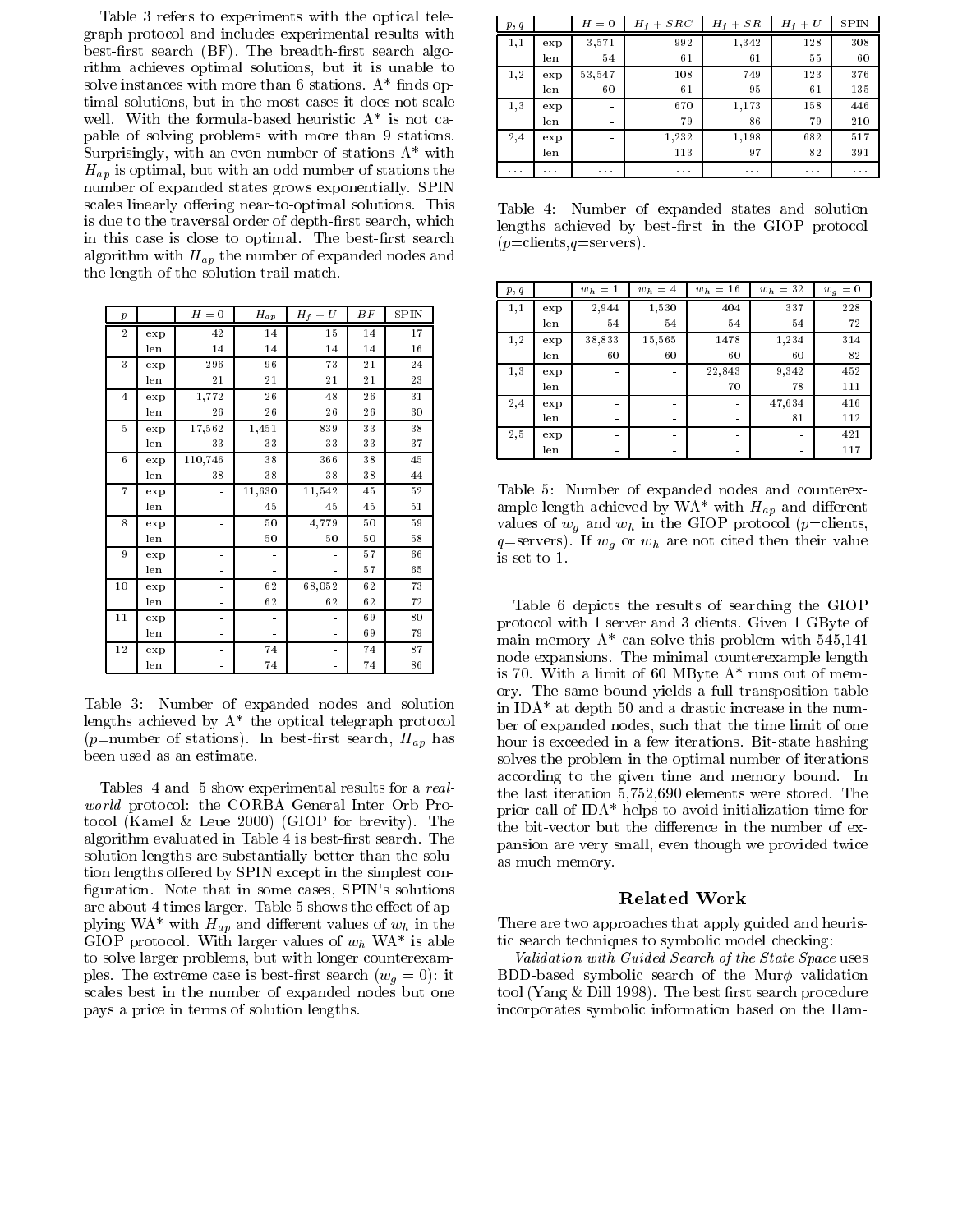Table 3 refers to experiments with the optical telegraph protocol and includes experimental results with best-first search (BF). The breadth-first search algorithm achieves optimal solutions, but it is unable to solve instances with more than 6 stations. A* finds optimal solutions, but in the most cases it does not scale well. With the formula-based heuristic A* is not capable of solving problems with more than 9 stations. Surprisingly, with an even number of stations A* with $H_{ap}$ is optimal, but with an odd number of stations the number of expanded states grows exponentially. SPIN scales linearly offering near-to-optimal solutions. This is due to the traversal order of depth-first search, which in this case is close to optimal. The best-first search algorithm with $H_{ap}$ the number of expanded nodes and the length of the solution trail match.

| $p$ | | $H=0$ | $H_{ap}$ | $H_f+U$ | $BF$ | SPIN |
|---|---|---|---|---|---|---|
| 2 | exp | 42 | 14 | 15 | 14 | 17 |
| | len | 14 | 14 | 14 | 14 | 16 |
| 3 | exp | 296 | 96 | 73 | 21 | 24 |
| | len | 21 | 21 | 21 | 21 | 23 |
| 4 | exp | 1,772 | 26 | 48 | 26 | 31 |
| | len | 26 | 26 | 26 | 26 | 30 |
| 5 | exp | 17,562 | 1,451 | 839 | 33 | 38 |
| | len | 33 | 33 | 33 | 33 | 37 |
| 6 | exp | 110,746 | 38 | 366 | 38 | 45 |
| | len | 38 | 38 | 38 | 38 | 44 |
| 7 | exp | - | 11,630 | 11,542 | 45 | 52 |
| | len | - | 45 | 45 | 45 | 51 |
| 8 | exp | - | 50 | 4,779 | 50 | 59 |
| | len | - | 50 | 50 | 50 | 58 |
| 9 | exp | - | - | - | 57 | 66 |
| | len | - | - | - | 57 | 65 |
| 10 | exp | - | 62 | 68,052 | 62 | 73 |
| | len | - | 62 | 62 | 62 | 72 |
| 11 | exp | - | - | - | 69 | 80 |
| | len | - | - | - | 69 | 79 |
| 12 | exp | - | 74 | - | 74 | 87 |
| | len | - | 74 | - | 74 | 86 |

Table 3: Number of expanded nodes and solution lengths achieved by A* the optical telegraph protocol ($p$=number of stations). In best-first search, $H_{ap}$ has been used as an estimate.

Tables 4 and 5 show experimental results for a *real-world* protocol: the CORBA General Inter Orb Protocol (Kamel & Leue 2000) (GIOP for brevity). The algorithm evaluated in Table 4 is best-first search. The solution lengths are substantially better than the solution lengths offered by SPIN except in the simplest configuration. Note that in some cases, SPIN's solutions are about 4 times larger. Table 5 shows the effect of applying WA* with $H_{ap}$ and different values of $w_h$ in the GIOP protocol. With larger values of $w_h$ WA* is able to solve larger problems, but with longer counterexamples. The extreme case is best-first search ($w_g=0$): it scales best in the number of expanded nodes but one pays a price in terms of solution lengths.

| $p,q$ | | $H=0$ | $H_f+SRC$ | $H_f+SR$ | $H_f+U$ | SPIN |
|---|---|---|---|---|---|---|
| 1,1 | exp | 3,571 | 992 | 1,342 | 128 | 308 |
| | len | 54 | 61 | 61 | 55 | 60 |
| 1,2 | exp | 53,547 | 108 | 749 | 123 | 376 |
| | len | 60 | 61 | 95 | 61 | 135 |
| 1,3 | exp | - | 670 | 1,173 | 158 | 446 |
| | len | - | 79 | 86 | 79 | 210 |
| 2,4 | exp | - | 1,232 | 1,198 | 682 | 517 |
| | len | - | 113 | 97 | 82 | 391 |
| ... | ... | ... | ... | ... | ... | ... |

Table 4: Number of expanded states and solution lengths achieved by best-first in the GIOP protocol ($p$=clients,$q$=servers).

| $p,q$ | | $w_h=1$ | $w_h=4$ | $w_h=16$ | $w_h=32$ | $w_g=0$ |
|---|---|---|---|---|---|---|
| 1,1 | exp | 2,944 | 1,530 | 404 | 337 | 228 |
| | len | 54 | 54 | 54 | 54 | 72 |
| 1,2 | exp | 38,833 | 15,565 | 1478 | 1,234 | 314 |
| | len | 60 | 60 | 60 | 60 | 82 |
| 1,3 | exp | - | - | 22,843 | 9,342 | 452 |
| | len | - | - | 70 | 78 | 111 |
| 2,4 | exp | - | - | - | 47,634 | 416 |
| | len | - | - | - | 81 | 112 |
| 2,5 | exp | - | - | - | - | 421 |
| | len | - | - | - | - | 117 |

Table 5: Number of expanded nodes and counterexample length achieved by WA* with $H_{ap}$ and different values of $w_g$ and $w_h$ in the GIOP protocol ($p$=clients, $q$=servers). If $w_g$ or $w_h$ are not cited then their value is set to 1.

Table 6 depicts the results of searching the GIOP protocol with 1 server and 3 clients. Given 1 GByte of main memory A* can solve this problem with 545,141 node expansions. The minimal counterexample length is 70. With a limit of 60 MByte A* runs out of memory. The same bound yields a full transposition table in IDA* at depth 50 and a drastic increase in the number of expanded nodes, such that the time limit of one hour is exceeded in a few iterations. Bit-state hashing solves the problem in the optimal number of iterations according to the given time and memory bound. In the last iteration 5,752,690 elements were stored. The prior call of IDA* helps to avoid initialization time for the bit-vector but the difference in the number of expansion are very small, even though we provided twice as much memory.

## Related Work

There are two approaches that apply guided and heuristic search techniques to symbolic model checking:

*Validation with Guided Search of the State Space* uses BDD-based symbolic search of the Mur$\phi$ validation tool (Yang & Dill 1998). The best first search procedure incorporates symbolic information based on the Ham-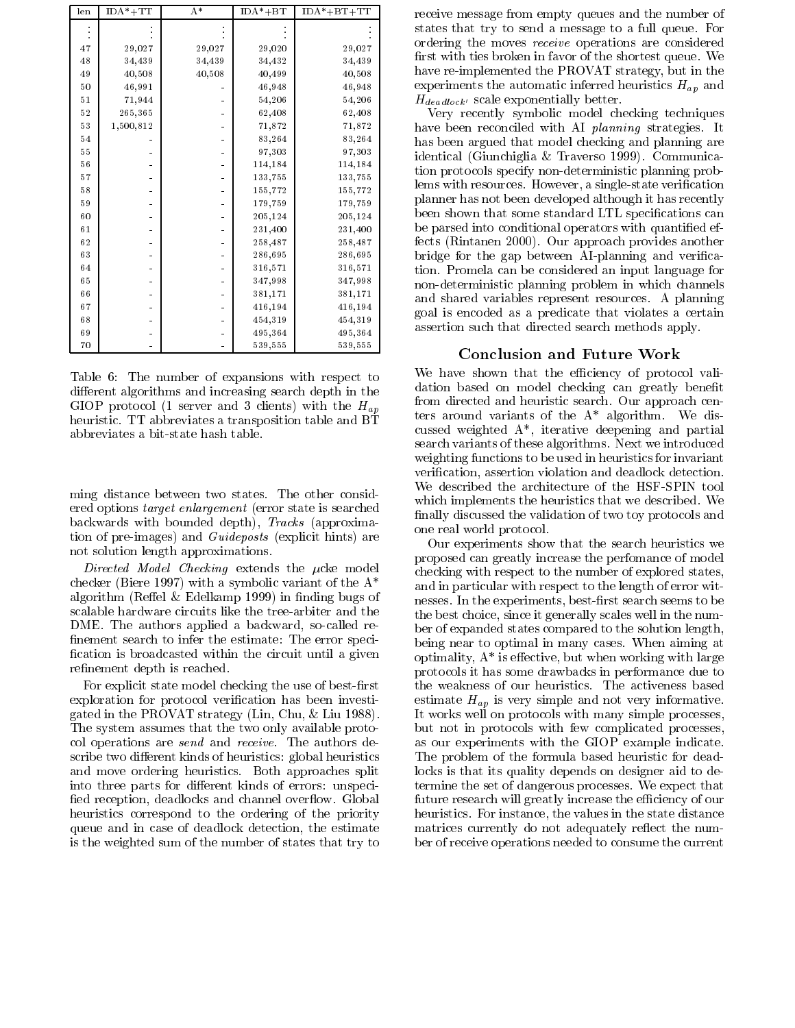| len | IDA*+TT | A* | IDA*+BT | IDA*+BT+TT |
|---|---|---|---|---|
| ⋮ | ⋮ | ⋮ | ⋮ | ⋮ |
| 47 | 29,027 | 29,027 | 29,020 | 29,027 |
| 48 | 34,439 | 34,439 | 34,432 | 34,439 |
| 49 | 40,508 | 40,508 | 40,499 | 40,508 |
| 50 | 46,991 | - | 46,948 | 46,948 |
| 51 | 71,944 | - | 54,206 | 54,206 |
| 52 | 265,365 | - | 62,408 | 62,408 |
| 53 | 1,500,812 | - | 71,872 | 71,872 |
| 54 | - | - | 83,264 | 83,264 |
| 55 | - | - | 97,303 | 97,303 |
| 56 | - | - | 114,184 | 114,184 |
| 57 | - | - | 133,755 | 133,755 |
| 58 | - | - | 155,772 | 155,772 |
| 59 | - | - | 179,759 | 179,759 |
| 60 | - | - | 205,124 | 205,124 |
| 61 | - | - | 231,400 | 231,400 |
| 62 | - | - | 258,487 | 258,487 |
| 63 | - | - | 286,695 | 286,695 |
| 64 | - | - | 316,571 | 316,571 |
| 65 | - | - | 347,998 | 347,998 |
| 66 | - | - | 381,171 | 381,171 |
| 67 | - | - | 416,194 | 416,194 |
| 68 | - | - | 454,319 | 454,319 |
| 69 | - | - | 495,364 | 495,364 |
| 70 | - | - | 539,555 | 539,555 |

Table 6: The number of expansions with respect to different algorithms and increasing search depth in the GIOP protocol (1 server and 3 clients) with the $H_{ap}$ heuristic. TT abbreviates a transposition table and BT abbreviates a bit-state hash table.

ming distance between two states. The other considered options *target enlargement* (error state is searched backwards with bounded depth), *Tracks* (approximation of pre-images) and *Guideposts* (explicit hints) are not solution length approximations.

*Directed Model Checking* extends the $\mu$cke model checker (Biere 1997) with a symbolic variant of the A* algorithm (Reffel & Edelkamp 1999) in finding bugs of scalable hardware circuits like the tree-arbiter and the DME. The authors applied a backward, so-called refinement search to infer the estimate: The error specification is broadcasted within the circuit until a given refinement depth is reached.

For explicit state model checking the use of best-first exploration for protocol verification has been investigated in the PROVAT strategy (Lin, Chu, & Liu 1988). The system assumes that the two only available protocol operations are *send* and *receive*. The authors describe two different kinds of heuristics: global heuristics and move ordering heuristics. Both approaches split into three parts for different kinds of errors: unspecified reception, deadlocks and channel overflow. Global heuristics correspond to the ordering of the priority queue and in case of deadlock detection, the estimate is the weighted sum of the number of states that try to receive message from empty queues and the number of states that try to send a message to a full queue. For ordering the moves *receive* operations are considered first with ties broken in favor of the shortest queue. We have re-implemented the PROVAT strategy, but in the experiments the automatic inferred heuristics $H_{ap}$ and $H_{deadlock'}$ scale exponentially better.

Very recently symbolic model checking techniques have been reconciled with AI *planning* strategies. It has been argued that model checking and planning are identical (Giunchiglia & Traverso 1999). Communication protocols specify non-deterministic planning problems with resources. However, a single-state verification planner has not been developed although it has recently been shown that some standard LTL specifications can be parsed into conditional operators with quantified effects (Rintanen 2000). Our approach provides another bridge for the gap between AI-planning and verification. Promela can be considered an input language for non-deterministic planning problem in which channels and shared variables represent resources. A planning goal is encoded as a predicate that violates a certain assertion such that directed search methods apply.

## Conclusion and Future Work

We have shown that the efficiency of protocol validation based on model checking can greatly benefit from directed and heuristic search. Our approach centers around variants of the A* algorithm. We discussed weighted A*, iterative deepening and partial search variants of these algorithms. Next we introduced weighting functions to be used in heuristics for invariant verification, assertion violation and deadlock detection. We described the architecture of the HSF-SPIN tool which implements the heuristics that we described. We finally discussed the validation of two toy protocols and one real world protocol.

Our experiments show that the search heuristics we proposed can greatly increase the perfomance of model checking with respect to the number of explored states, and in particular with respect to the length of error witnesses. In the experiments, best-first search seems to be the best choice, since it generally scales well in the number of expanded states compared to the solution length, being near to optimal in many cases. When aiming at optimality, A* is effective, but when working with large protocols it has some drawbacks in performance due to the weakness of our heuristics. The activeness based estimate $H_{ap}$ is very simple and not very informative. It works well on protocols with many simple processes, but not in protocols with few complicated processes, as our experiments with the GIOP example indicate. The problem of the formula based heuristic for deadlocks is that its quality depends on designer aid to determine the set of dangerous processes. We expect that future research will greatly increase the efficiency of our heuristics. For instance, the values in the state distance matrices currently do not adequately reflect the number of receive operations needed to consume the current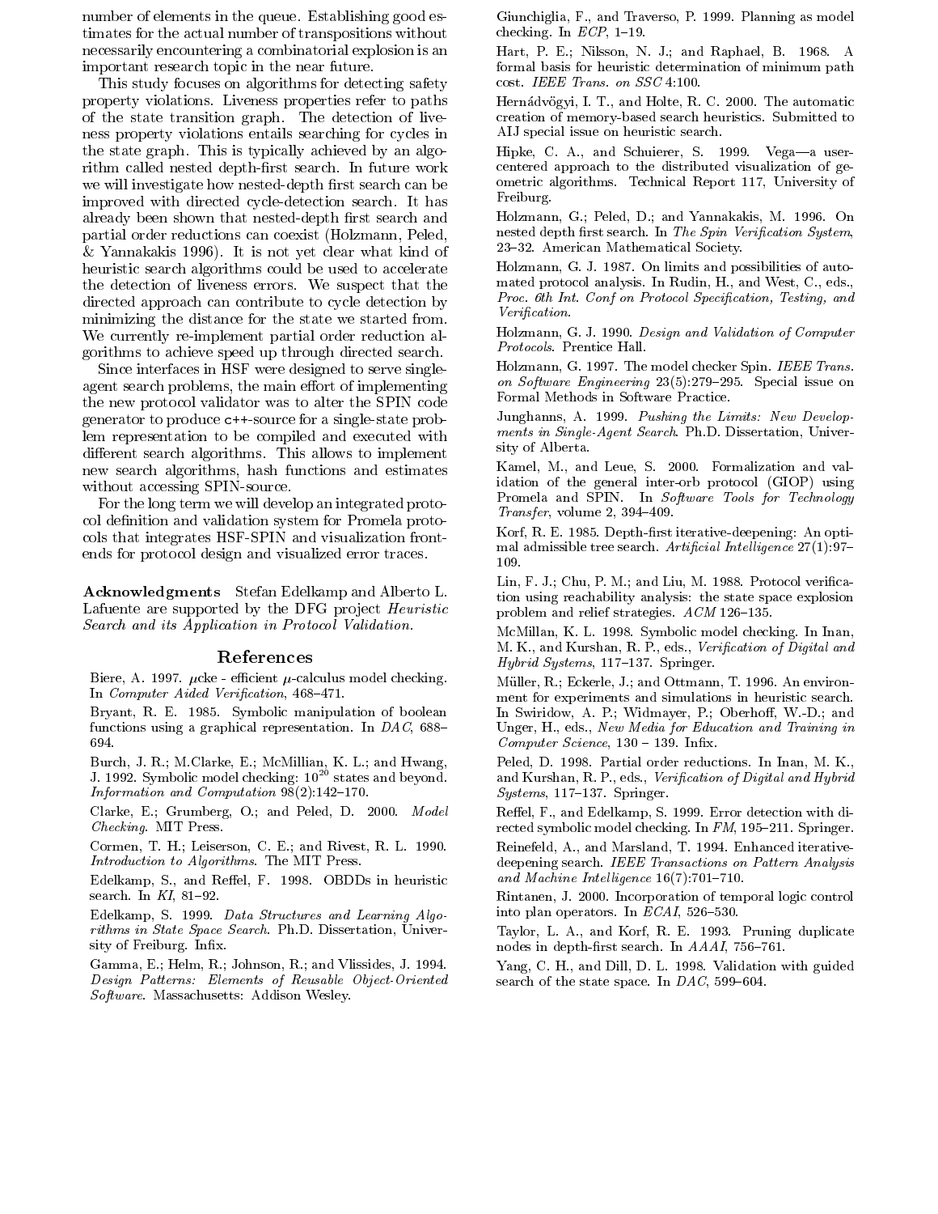number of elements in the queue. Establishing good estimates for the actual number of transpositions without necessarily encountering a combinatorial explosion is an important research topic in the near future.

This study focuses on algorithms for detecting safety property violations. Liveness properties refer to paths of the state transition graph. The detection of liveness property violations entails searching for cycles in the state graph. This is typically achieved by an algorithm called nested depth-first search. In future work we will investigate how nested-depth first search can be improved with directed cycle-detection search. It has already been shown that nested-depth first search and partial order reductions can coexist (Holzmann, Peled, & Yannakakis 1996). It is not yet clear what kind of heuristic search algorithms could be used to accelerate the detection of liveness errors. We suspect that the directed approach can contribute to cycle detection by minimizing the distance for the state we started from. We currently re-implement partial order reduction algorithms to achieve speed up through directed search.

Since interfaces in HSF were designed to serve single-agent search problems, the main effort of implementing the new protocol validator was to alter the SPIN code generator to produce `c++`-source for a single-state problem representation to be compiled and executed with different search algorithms. This allows to implement new search algorithms, hash functions and estimates without accessing SPIN-source.

For the long term we will develop an integrated protocol definition and validation system for Promela protocols that integrates HSF-SPIN and visualization frontends for protocol design and visualized error traces.

**Acknowledgments** Stefan Edelkamp and Alberto L. Lafuente are supported by the DFG project *Heuristic Search and its Application in Protocol Validation*.

## References

Biere, A. 1997. $\mu$cke - efficient $\mu$-calculus model checking. In *Computer Aided Verification*, 468–471.

Bryant, R. E. 1985. Symbolic manipulation of boolean functions using a graphical representation. In *DAC*, 688–694.

Burch, J. R.; M.Clarke, E.; McMillian, K. L.; and Hwang, J. 1992. Symbolic model checking: $10^{20}$ states and beyond. *Information and Computation* 98(2):142–170.

Clarke, E.; Grumberg, O.; and Peled, D. 2000. *Model Checking*. MIT Press.

Cormen, T. H.; Leiserson, C. E.; and Rivest, R. L. 1990. *Introduction to Algorithms*. The MIT Press.

Edelkamp, S., and Reffel, F. 1998. OBDDs in heuristic search. In *KI*, 81–92.

Edelkamp, S. 1999. *Data Structures and Learning Algorithms in State Space Search*. Ph.D. Dissertation, University of Freiburg. Infix.

Gamma, E.; Helm, R.; Johnson, R.; and Vlissides, J. 1994. *Design Patterns: Elements of Reusable Object-Oriented Software*. Massachusetts: Addison Wesley.

Giunchiglia, F., and Traverso, P. 1999. Planning as model checking. In *ECP*, 1–19.

Hart, P. E.; Nilsson, N. J.; and Raphael, B. 1968. A formal basis for heuristic determination of minimum path cost. *IEEE Trans. on SSC* 4:100.

Hernádvögyi, I. T., and Holte, R. C. 2000. The automatic creation of memory-based search heuristics. Submitted to AIJ special issue on heuristic search.

Hipke, C. A., and Schuierer, S. 1999. Vega—a user-centered approach to the distributed visualization of geometric algorithms. Technical Report 117, University of Freiburg.

Holzmann, G.; Peled, D.; and Yannakakis, M. 1996. On nested depth first search. In *The Spin Verification System*, 23–32. American Mathematical Society.

Holzmann, G. J. 1987. On limits and possibilities of automated protocol analysis. In Rudin, H., and West, C., eds., *Proc. 6th Int. Conf on Protocol Specification, Testing, and Verification*.

Holzmann, G. J. 1990. *Design and Validation of Computer Protocols*. Prentice Hall.

Holzmann, G. 1997. The model checker Spin. *IEEE Trans. on Software Engineering* 23(5):279–295. Special issue on Formal Methods in Software Practice.

Junghanns, A. 1999. *Pushing the Limits: New Developments in Single-Agent Search*. Ph.D. Dissertation, University of Alberta.

Kamel, M., and Leue, S. 2000. Formalization and validation of the general inter-orb protocol (GIOP) using Promela and SPIN. In *Software Tools for Technology Transfer*, volume 2, 394–409.

Korf, R. E. 1985. Depth-first iterative-deepening: An optimal admissible tree search. *Artificial Intelligence* 27(1):97–109.

Lin, F. J.; Chu, P. M.; and Liu, M. 1988. Protocol verification using reachability analysis: the state space explosion problem and relief strategies. *ACM* 126–135.

McMillan, K. L. 1998. Symbolic model checking. In Inan, M. K., and Kurshan, R. P., eds., *Verification of Digital and Hybrid Systems*, 117–137. Springer.

Müller, R.; Eckerle, J.; and Ottmann, T. 1996. An environment for experiments and simulations in heuristic search. In Swiridow, A. P.; Widmayer, P.; Oberhoff, W.-D.; and Unger, H., eds., *New Media for Education and Training in Computer Science*, 130 – 139. Infix.

Peled, D. 1998. Partial order reductions. In Inan, M. K., and Kurshan, R. P., eds., *Verification of Digital and Hybrid Systems*, 117–137. Springer.

Reffel, F., and Edelkamp, S. 1999. Error detection with directed symbolic model checking. In *FM*, 195–211. Springer.

Reinefeld, A., and Marsland, T. 1994. Enhanced iterative-deepening search. *IEEE Transactions on Pattern Analysis and Machine Intelligence* 16(7):701–710.

Rintanen, J. 2000. Incorporation of temporal logic control into plan operators. In *ECAI*, 526–530.

Taylor, L. A., and Korf, R. E. 1993. Pruning duplicate nodes in depth-first search. In *AAAI*, 756–761.

Yang, C. H., and Dill, D. L. 1998. Validation with guided search of the state space. In *DAC*, 599–604.